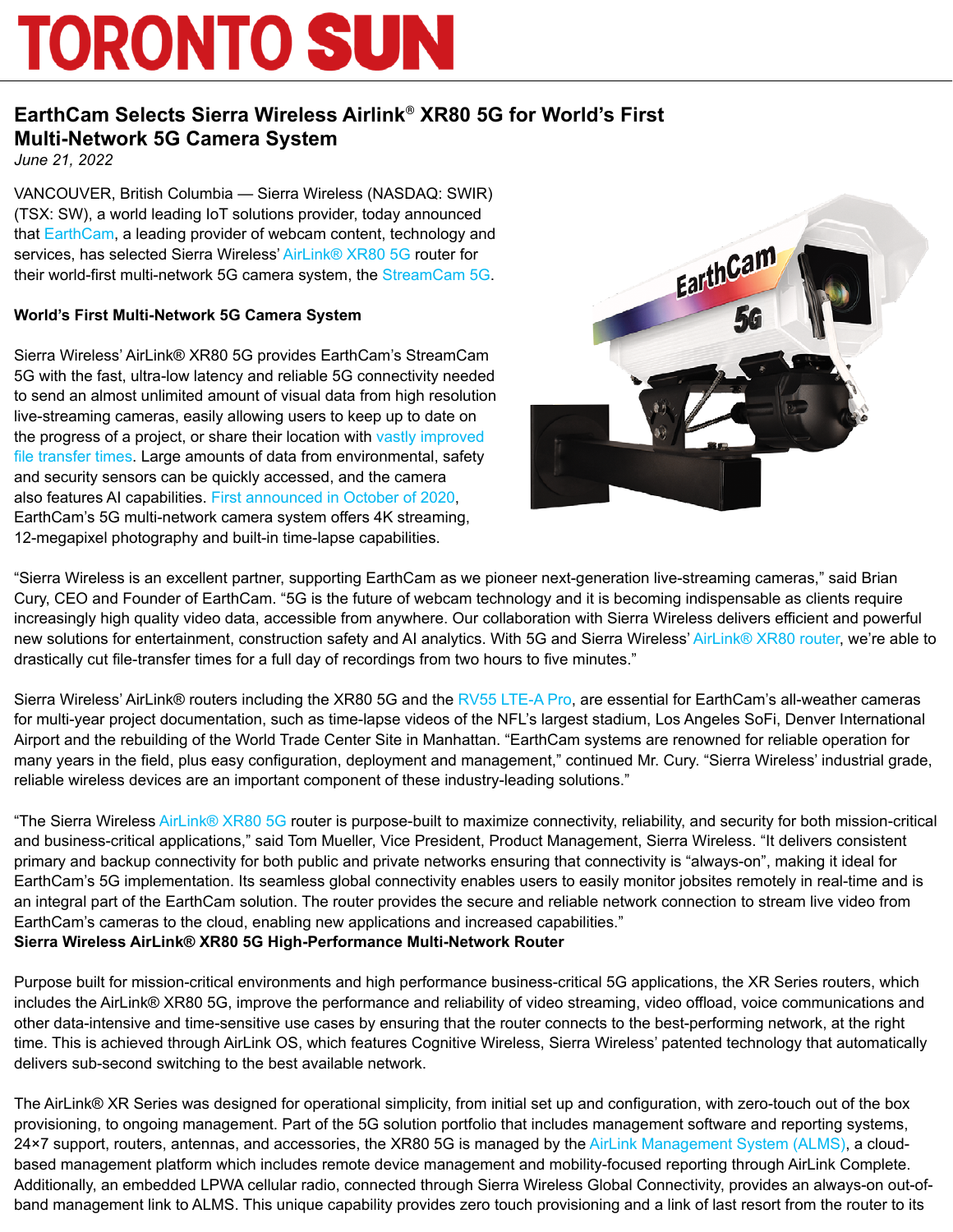# TORONTO SUN

## EarthCam Selects Sierra Wireless Airlink® XR80 5G for World's First Multi-Network 5G Camera System

*June 21, 2022*

VANCOUVER, British Columbia — Sierra Wireless (NASDAQ: SWIR) (TSX: SW), a world leading IoT solutions provider, today announced that EarthCam, a leading provider of webcam content, technology and services, has selected Sierra Wireless' AirLink® XR80 5G router for their world-first multi-network 5G camera system, the StreamCam 5G.

**World's First Multi-Network 5G Camera System**

Sierra Wireless' AirLink® XR80 5G provides EarthCam's StreamCam 5G with the fast, ultra-low latency and reliable 5G connectivity needed to send an almost unlimited amount of visual data from high resolution live-streaming cameras, easily allowing users to keep up to date on the progress of a project, or share their location with vastly improved file transfer times. Large amounts of data from environmental, safety and security sensors can be quickly accessed, and the camera also features AI capabilities. First announced in October of 2020, EarthCam's 5G multi-network camera system offers 4K streaming, 12-megapixel photography and built-in time-lapse capabilities.

"Sierra Wireless is an excellent partner, supporting EarthCam as we pioneer next-generation live-streaming cameras," said Brian Cury, CEO and Founder of EarthCam. "5G is the future of webcam technology and it is becoming indispensable as clients require increasingly high quality video data, accessible from anywhere. Our collaboration with Sierra Wireless delivers efficient and powerful new solutions for entertainment, construction safety and AI analytics. With 5G and Sierra Wireless' AirLink® XR80 router, we're able to drastically cut file-transfer times for a full day of recordings from two hours to five minutes."

Sierra Wireless' AirLink® routers including the XR80 5G and the RV55 LTE-A Pro, are essential for EarthCam's all-weather cameras for multi-year project documentation, such as time-lapse videos of the NFL's largest stadium, Los Angeles SoFi, Denver International Airport and the rebuilding of the World Trade Center Site in Manhattan. "EarthCam systems are renowned for reliable operation for many years in the field, plus easy configuration, deployment and management," continued Mr. Cury. "Sierra Wireless' industrial grade, reliable wireless devices are an important component of these industry-leading solutions."

"The Sierra Wireless AirLink® XR80 5G router is purpose-built to maximize connectivity, reliability, and security for both mission-critical and business-critical applications," said Tom Mueller, Vice President, Product Management, Sierra Wireless. "It delivers consistent primary and backup connectivity for both public and private networks ensuring that connectivity is "always-on", making it ideal for EarthCam's 5G implementation. Its seamless global connectivity enables users to easily monitor jobsites remotely in real-time and is an integral part of the EarthCam solution. The router provides the secure and reliable network connection to stream live video from EarthCam's cameras to the cloud, enabling new applications and increased capabilities."

**Sierra Wireless AirLink® XR80 5G High-Performance Multi-Network Router**

Purpose built for mission-critical environments and high performance business-critical 5G applications, the XR Series routers, which includes the AirLink® XR80 5G, improve the performance and reliability of video streaming, video offload, voice communications and other data-intensive and time-sensitive use cases by ensuring that the router connects to the best-performing network, at the right time. This is achieved through AirLink OS, which features Cognitive Wireless, Sierra Wireless' patented technology that automatically delivers sub-second switching to the best available network.

The AirLink® XR Series was designed for operational simplicity, from initial set up and configuration, with zero-touch out of the box provisioning, to ongoing management. Part of the 5G solution portfolio that includes management software and reporting systems, 24×7 support, routers, antennas, and accessories, the XR80 5G is managed by the AirLink Management System (ALMS), a cloud-based management platform which includes remote device management and mobility-focused reporting through AirLink Complete. Additionally, an embedded LPWA cellular radio, connected through Sierra Wireless Global Connectivity, provides an always-on out-of-band management link to ALMS. This unique capability provides zero touch provisioning and a link of last resort from the router to its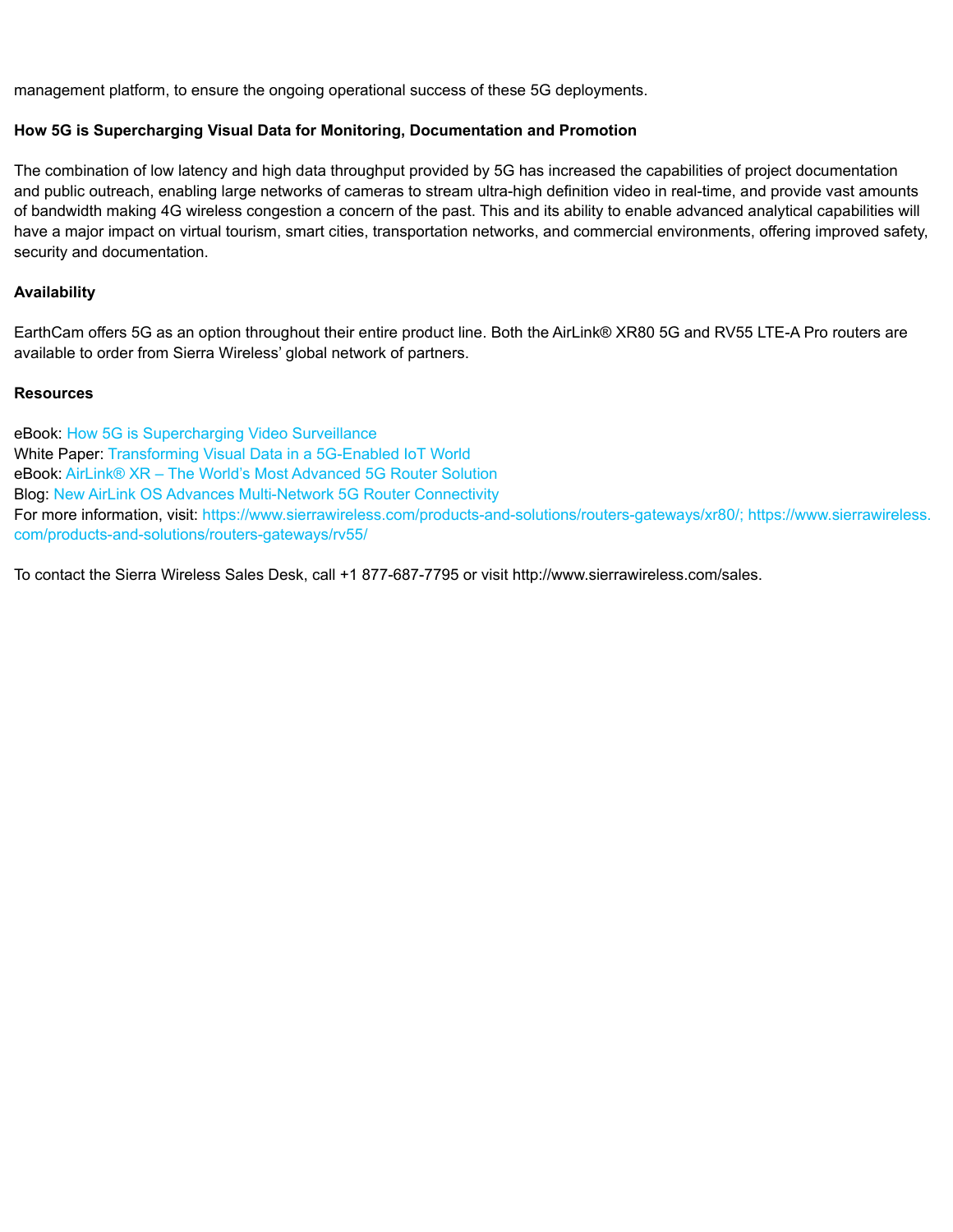management platform, to ensure the ongoing operational success of these 5G deployments.

**How 5G is Supercharging Visual Data for Monitoring, Documentation and Promotion**

The combination of low latency and high data throughput provided by 5G has increased the capabilities of project documentation and public outreach, enabling large networks of cameras to stream ultra-high definition video in real-time, and provide vast amounts of bandwidth making 4G wireless congestion a concern of the past. This and its ability to enable advanced analytical capabilities will have a major impact on virtual tourism, smart cities, transportation networks, and commercial environments, offering improved safety, security and documentation.

**Availability**

EarthCam offers 5G as an option throughout their entire product line. Both the AirLink® XR80 5G and RV55 LTE-A Pro routers are available to order from Sierra Wireless' global network of partners.

**Resources**

eBook: How 5G is Supercharging Video Surveillance
White Paper: Transforming Visual Data in a 5G-Enabled IoT World
eBook: AirLink® XR – The World's Most Advanced 5G Router Solution
Blog: New AirLink OS Advances Multi-Network 5G Router Connectivity
For more information, visit: https://www.sierrawireless.com/products-and-solutions/routers-gateways/xr80/; https://www.sierrawireless.com/products-and-solutions/routers-gateways/rv55/

To contact the Sierra Wireless Sales Desk, call +1 877-687-7795 or visit http://www.sierrawireless.com/sales.